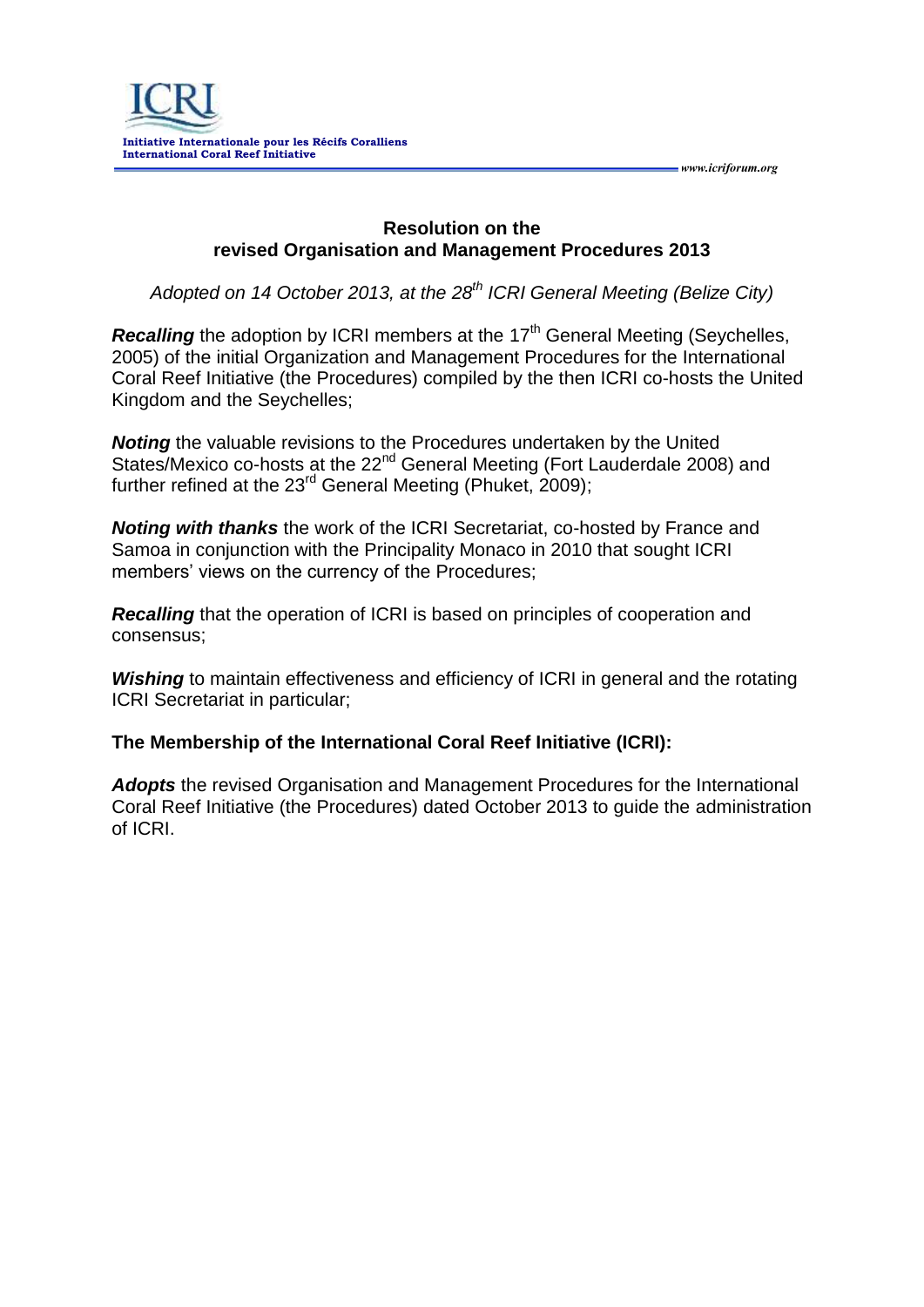ICRI

Initiative Internationale pour les Récifs Coralliens
International Coral Reef Initiative

www.icriforum.org

## Resolution on the revised Organisation and Management Procedures 2013

*Adopted on 14 October 2013, at the 28th ICRI General Meeting (Belize City)*

***Recalling*** the adoption by ICRI members at the 17th General Meeting (Seychelles, 2005) of the initial Organization and Management Procedures for the International Coral Reef Initiative (the Procedures) compiled by the then ICRI co-hosts the United Kingdom and the Seychelles;

***Noting*** the valuable revisions to the Procedures undertaken by the United States/Mexico co-hosts at the 22nd General Meeting (Fort Lauderdale 2008) and further refined at the 23rd General Meeting (Phuket, 2009);

***Noting with thanks*** the work of the ICRI Secretariat, co-hosted by France and Samoa in conjunction with the Principality Monaco in 2010 that sought ICRI members' views on the currency of the Procedures;

***Recalling*** that the operation of ICRI is based on principles of cooperation and consensus;

***Wishing*** to maintain effectiveness and efficiency of ICRI in general and the rotating ICRI Secretariat in particular;

**The Membership of the International Coral Reef Initiative (ICRI):**

***Adopts*** the revised Organisation and Management Procedures for the International Coral Reef Initiative (the Procedures) dated October 2013 to guide the administration of ICRI.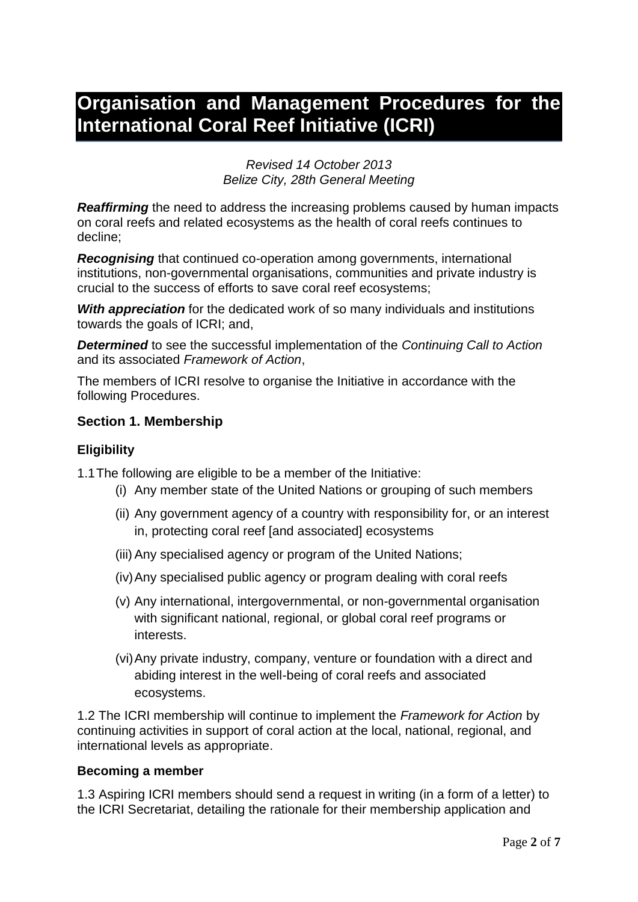# Organisation and Management Procedures for the International Coral Reef Initiative (ICRI)

*Revised 14 October 2013*
*Belize City, 28th General Meeting*

***Reaffirming*** the need to address the increasing problems caused by human impacts on coral reefs and related ecosystems as the health of coral reefs continues to decline;

***Recognising*** that continued co-operation among governments, international institutions, non-governmental organisations, communities and private industry is crucial to the success of efforts to save coral reef ecosystems;

***With appreciation*** for the dedicated work of so many individuals and institutions towards the goals of ICRI; and,

***Determined*** to see the successful implementation of the *Continuing Call to Action* and its associated *Framework of Action*,

The members of ICRI resolve to organise the Initiative in accordance with the following Procedures.

## Section 1. Membership

### Eligibility

1.1 The following are eligible to be a member of the Initiative:

- (i) Any member state of the United Nations or grouping of such members
- (ii) Any government agency of a country with responsibility for, or an interest in, protecting coral reef [and associated] ecosystems
- (iii) Any specialised agency or program of the United Nations;
- (iv) Any specialised public agency or program dealing with coral reefs
- (v) Any international, intergovernmental, or non-governmental organisation with significant national, regional, or global coral reef programs or interests.
- (vi) Any private industry, company, venture or foundation with a direct and abiding interest in the well-being of coral reefs and associated ecosystems.

1.2 The ICRI membership will continue to implement the *Framework for Action* by continuing activities in support of coral action at the local, national, regional, and international levels as appropriate.

#### Becoming a member

1.3 Aspiring ICRI members should send a request in writing (in a form of a letter) to the ICRI Secretariat, detailing the rationale for their membership application and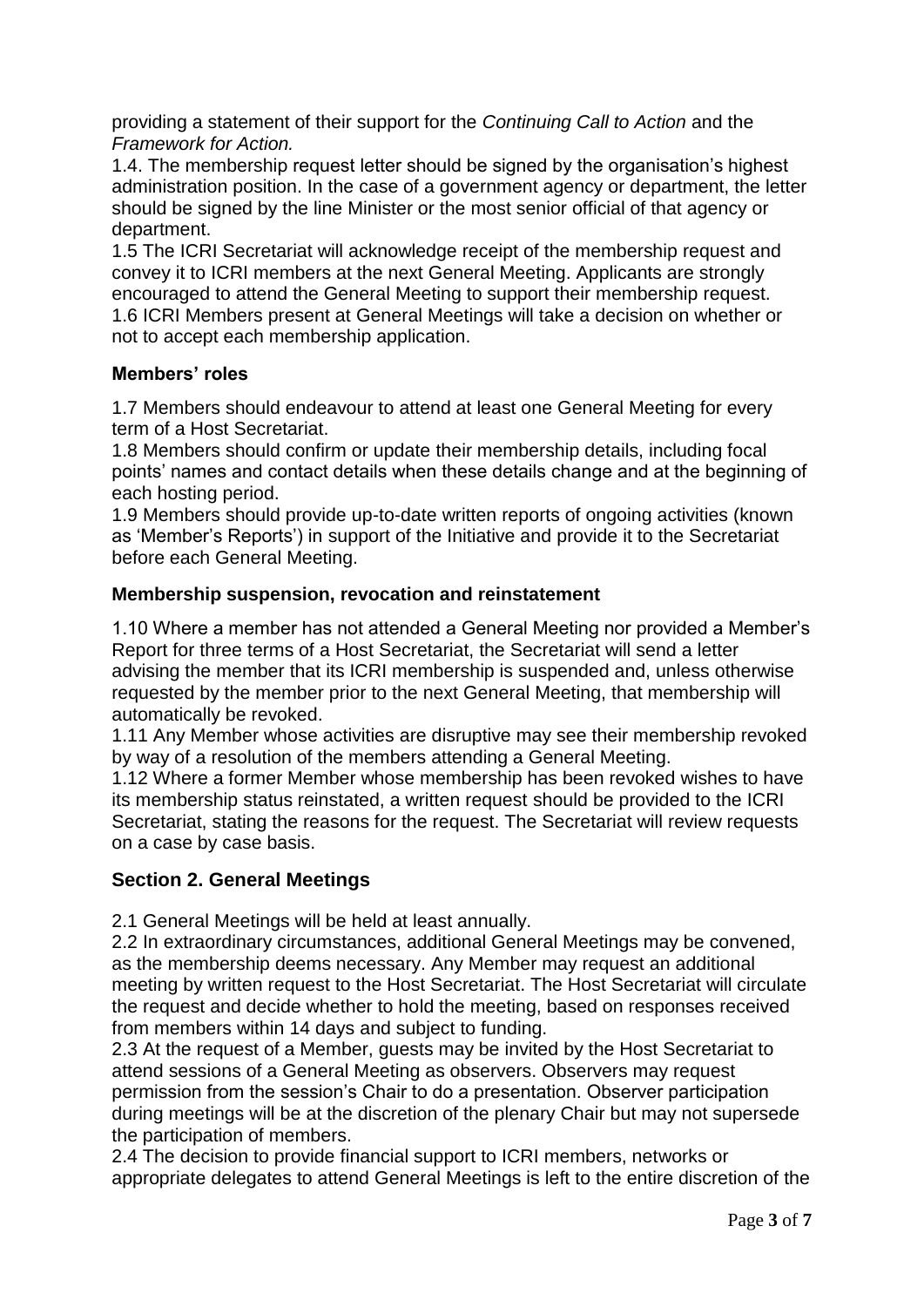providing a statement of their support for the *Continuing Call to Action* and the *Framework for Action.*

1.4. The membership request letter should be signed by the organisation's highest administration position. In the case of a government agency or department, the letter should be signed by the line Minister or the most senior official of that agency or department.

1.5 The ICRI Secretariat will acknowledge receipt of the membership request and convey it to ICRI members at the next General Meeting. Applicants are strongly encouraged to attend the General Meeting to support their membership request.

1.6 ICRI Members present at General Meetings will take a decision on whether or not to accept each membership application.

**Members' roles**

1.7 Members should endeavour to attend at least one General Meeting for every term of a Host Secretariat.

1.8 Members should confirm or update their membership details, including focal points' names and contact details when these details change and at the beginning of each hosting period.

1.9 Members should provide up-to-date written reports of ongoing activities (known as 'Member's Reports') in support of the Initiative and provide it to the Secretariat before each General Meeting.

**Membership suspension, revocation and reinstatement**

1.10 Where a member has not attended a General Meeting nor provided a Member's Report for three terms of a Host Secretariat, the Secretariat will send a letter advising the member that its ICRI membership is suspended and, unless otherwise requested by the member prior to the next General Meeting, that membership will automatically be revoked.

1.11 Any Member whose activities are disruptive may see their membership revoked by way of a resolution of the members attending a General Meeting.

1.12 Where a former Member whose membership has been revoked wishes to have its membership status reinstated, a written request should be provided to the ICRI Secretariat, stating the reasons for the request. The Secretariat will review requests on a case by case basis.

## Section 2. General Meetings

2.1 General Meetings will be held at least annually.

2.2 In extraordinary circumstances, additional General Meetings may be convened, as the membership deems necessary. Any Member may request an additional meeting by written request to the Host Secretariat. The Host Secretariat will circulate the request and decide whether to hold the meeting, based on responses received from members within 14 days and subject to funding.

2.3 At the request of a Member, guests may be invited by the Host Secretariat to attend sessions of a General Meeting as observers. Observers may request permission from the session's Chair to do a presentation. Observer participation during meetings will be at the discretion of the plenary Chair but may not supersede the participation of members.

2.4 The decision to provide financial support to ICRI members, networks or appropriate delegates to attend General Meetings is left to the entire discretion of the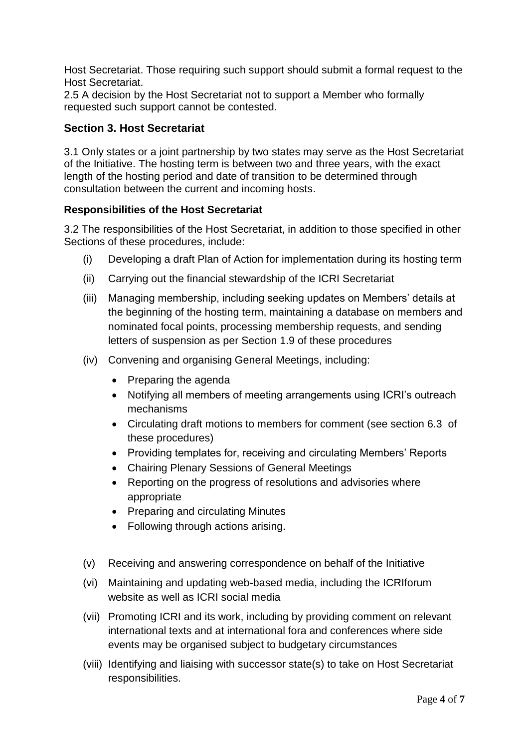Host Secretariat. Those requiring such support should submit a formal request to the Host Secretariat.

2.5 A decision by the Host Secretariat not to support a Member who formally requested such support cannot be contested.

## Section 3. Host Secretariat

3.1 Only states or a joint partnership by two states may serve as the Host Secretariat of the Initiative. The hosting term is between two and three years, with the exact length of the hosting period and date of transition to be determined through consultation between the current and incoming hosts.

### Responsibilities of the Host Secretariat

3.2 The responsibilities of the Host Secretariat, in addition to those specified in other Sections of these procedures, include:

(i) Developing a draft Plan of Action for implementation during its hosting term

(ii) Carrying out the financial stewardship of the ICRI Secretariat

(iii) Managing membership, including seeking updates on Members' details at the beginning of the hosting term, maintaining a database on members and nominated focal points, processing membership requests, and sending letters of suspension as per Section 1.9 of these procedures

(iv) Convening and organising General Meetings, including:

- Preparing the agenda
- Notifying all members of meeting arrangements using ICRI's outreach mechanisms
- Circulating draft motions to members for comment (see section 6.3 of these procedures)
- Providing templates for, receiving and circulating Members' Reports
- Chairing Plenary Sessions of General Meetings
- Reporting on the progress of resolutions and advisories where appropriate
- Preparing and circulating Minutes
- Following through actions arising.

(v) Receiving and answering correspondence on behalf of the Initiative

(vi) Maintaining and updating web-based media, including the ICRIforum website as well as ICRI social media

(vii) Promoting ICRI and its work, including by providing comment on relevant international texts and at international fora and conferences where side events may be organised subject to budgetary circumstances

(viii) Identifying and liaising with successor state(s) to take on Host Secretariat responsibilities.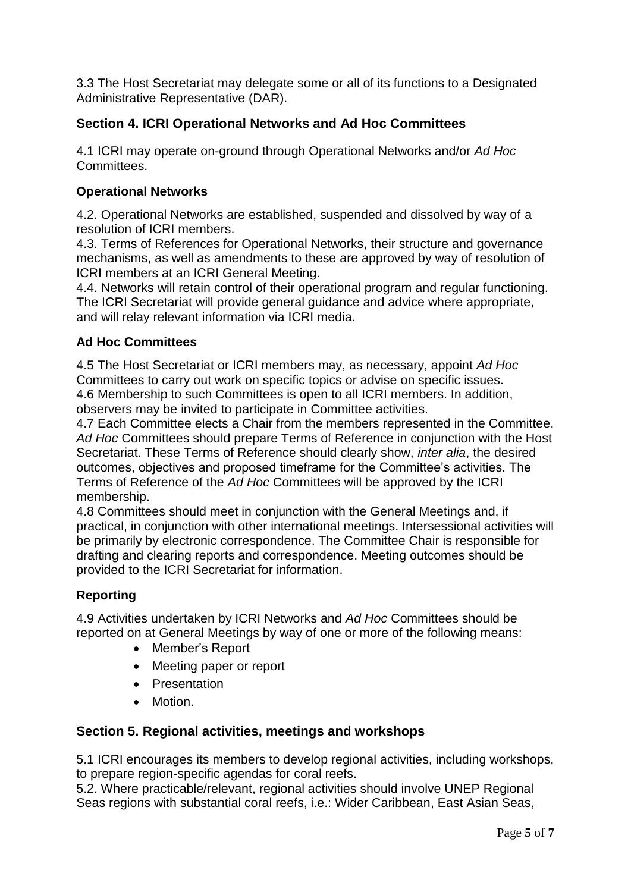3.3 The Host Secretariat may delegate some or all of its functions to a Designated Administrative Representative (DAR).

## Section 4. ICRI Operational Networks and Ad Hoc Committees

4.1 ICRI may operate on-ground through Operational Networks and/or *Ad Hoc* Committees.

### Operational Networks

4.2. Operational Networks are established, suspended and dissolved by way of a resolution of ICRI members.
4.3. Terms of References for Operational Networks, their structure and governance mechanisms, as well as amendments to these are approved by way of resolution of ICRI members at an ICRI General Meeting.
4.4. Networks will retain control of their operational program and regular functioning. The ICRI Secretariat will provide general guidance and advice where appropriate, and will relay relevant information via ICRI media.

### Ad Hoc Committees

4.5 The Host Secretariat or ICRI members may, as necessary, appoint *Ad Hoc* Committees to carry out work on specific topics or advise on specific issues.
4.6 Membership to such Committees is open to all ICRI members. In addition, observers may be invited to participate in Committee activities.
4.7 Each Committee elects a Chair from the members represented in the Committee. *Ad Hoc* Committees should prepare Terms of Reference in conjunction with the Host Secretariat. These Terms of Reference should clearly show, *inter alia*, the desired outcomes, objectives and proposed timeframe for the Committee's activities. The Terms of Reference of the *Ad Hoc* Committees will be approved by the ICRI membership.
4.8 Committees should meet in conjunction with the General Meetings and, if practical, in conjunction with other international meetings. Intersessional activities will be primarily by electronic correspondence. The Committee Chair is responsible for drafting and clearing reports and correspondence. Meeting outcomes should be provided to the ICRI Secretariat for information.

### Reporting

4.9 Activities undertaken by ICRI Networks and *Ad Hoc* Committees should be reported on at General Meetings by way of one or more of the following means:

- Member's Report
- Meeting paper or report
- Presentation
- Motion.

## Section 5. Regional activities, meetings and workshops

5.1 ICRI encourages its members to develop regional activities, including workshops, to prepare region-specific agendas for coral reefs.
5.2. Where practicable/relevant, regional activities should involve UNEP Regional Seas regions with substantial coral reefs, i.e.: Wider Caribbean, East Asian Seas,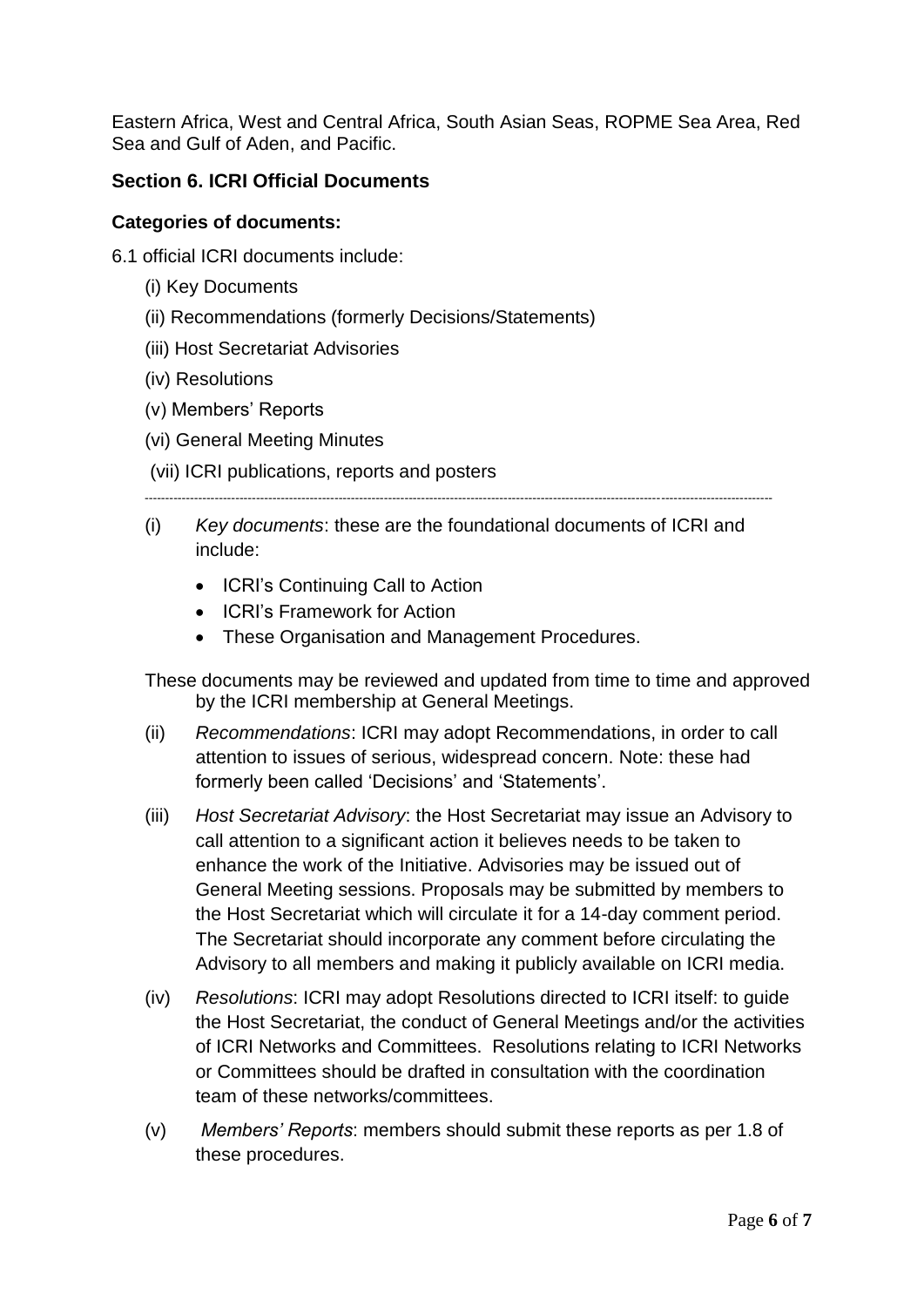Eastern Africa, West and Central Africa, South Asian Seas, ROPME Sea Area, Red Sea and Gulf of Aden, and Pacific.

### Section 6. ICRI Official Documents

**Categories of documents:**

6.1 official ICRI documents include:

(i) Key Documents

(ii) Recommendations (formerly Decisions/Statements)

(iii) Host Secretariat Advisories

(iv) Resolutions

(v) Members' Reports

(vi) General Meeting Minutes

(vii) ICRI publications, reports and posters

---

(i) *Key documents*: these are the foundational documents of ICRI and include:

- ICRI's Continuing Call to Action
- ICRI's Framework for Action
- These Organisation and Management Procedures.

These documents may be reviewed and updated from time to time and approved by the ICRI membership at General Meetings.

(ii) *Recommendations*: ICRI may adopt Recommendations, in order to call attention to issues of serious, widespread concern. Note: these had formerly been called 'Decisions' and 'Statements'.

(iii) *Host Secretariat Advisory*: the Host Secretariat may issue an Advisory to call attention to a significant action it believes needs to be taken to enhance the work of the Initiative. Advisories may be issued out of General Meeting sessions. Proposals may be submitted by members to the Host Secretariat which will circulate it for a 14-day comment period. The Secretariat should incorporate any comment before circulating the Advisory to all members and making it publicly available on ICRI media.

(iv) *Resolutions*: ICRI may adopt Resolutions directed to ICRI itself: to guide the Host Secretariat, the conduct of General Meetings and/or the activities of ICRI Networks and Committees. Resolutions relating to ICRI Networks or Committees should be drafted in consultation with the coordination team of these networks/committees.

(v) *Members' Reports*: members should submit these reports as per 1.8 of these procedures.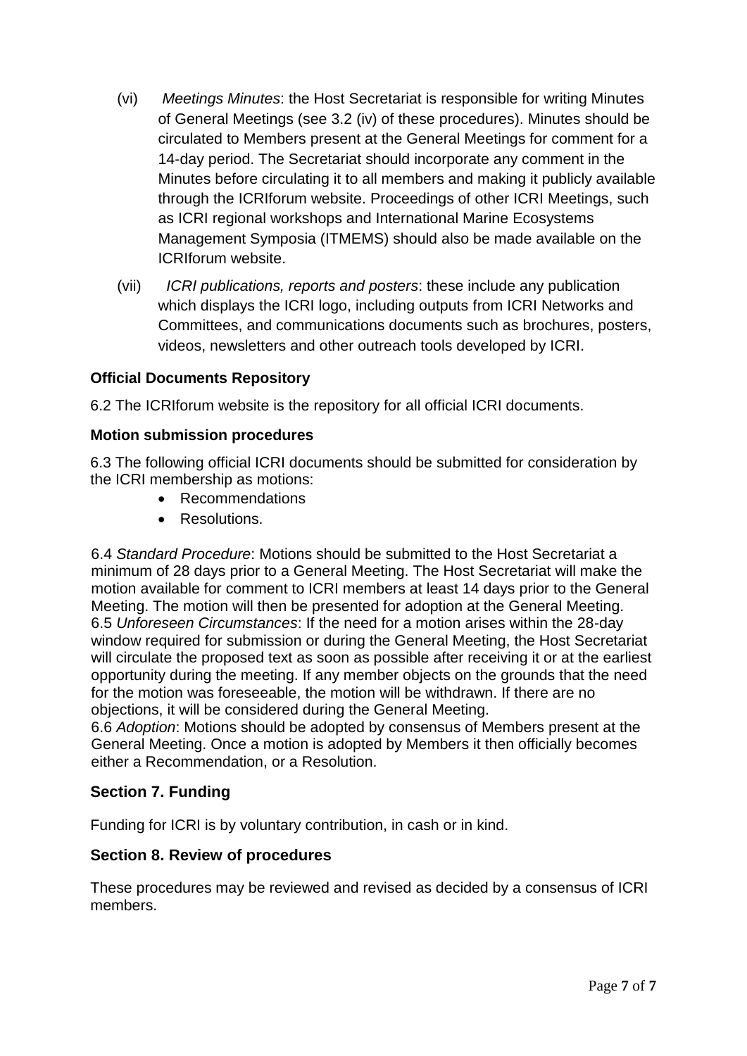(vi) *Meetings Minutes*: the Host Secretariat is responsible for writing Minutes of General Meetings (see 3.2 (iv) of these procedures). Minutes should be circulated to Members present at the General Meetings for comment for a 14-day period. The Secretariat should incorporate any comment in the Minutes before circulating it to all members and making it publicly available through the ICRIforum website. Proceedings of other ICRI Meetings, such as ICRI regional workshops and International Marine Ecosystems Management Symposia (ITMEMS) should also be made available on the ICRIforum website.

(vii) *ICRI publications, reports and posters*: these include any publication which displays the ICRI logo, including outputs from ICRI Networks and Committees, and communications documents such as brochures, posters, videos, newsletters and other outreach tools developed by ICRI.

**Official Documents Repository**

6.2 The ICRIforum website is the repository for all official ICRI documents.

**Motion submission procedures**

6.3 The following official ICRI documents should be submitted for consideration by the ICRI membership as motions:

- Recommendations
- Resolutions.

6.4 *Standard Procedure*: Motions should be submitted to the Host Secretariat a minimum of 28 days prior to a General Meeting. The Host Secretariat will make the motion available for comment to ICRI members at least 14 days prior to the General Meeting. The motion will then be presented for adoption at the General Meeting.

6.5 *Unforeseen Circumstances*: If the need for a motion arises within the 28-day window required for submission or during the General Meeting, the Host Secretariat will circulate the proposed text as soon as possible after receiving it or at the earliest opportunity during the meeting. If any member objects on the grounds that the need for the motion was foreseeable, the motion will be withdrawn. If there are no objections, it will be considered during the General Meeting.

6.6 *Adoption*: Motions should be adopted by consensus of Members present at the General Meeting. Once a motion is adopted by Members it then officially becomes either a Recommendation, or a Resolution.

## Section 7. Funding

Funding for ICRI is by voluntary contribution, in cash or in kind.

## Section 8. Review of procedures

These procedures may be reviewed and revised as decided by a consensus of ICRI members.